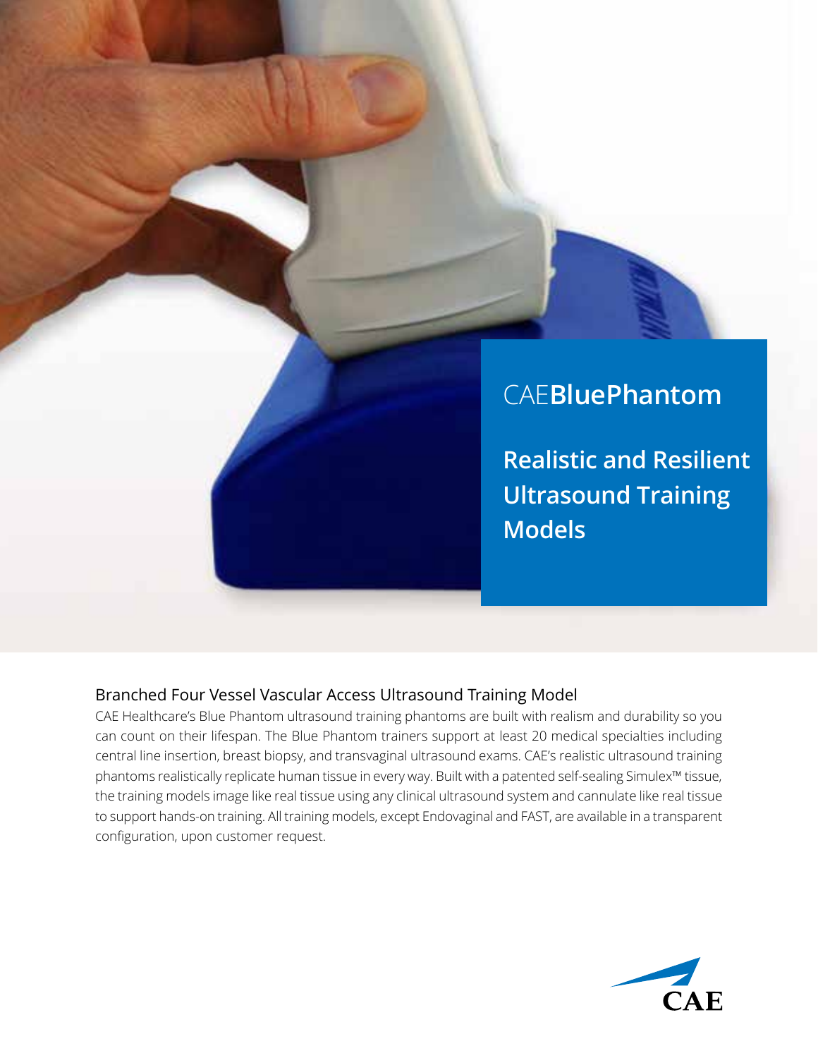# CAE**BluePhantom**

## Realistic and Resilient Ultrasound Training Models

### Branched Four Vessel Vascular Access Ultrasound Training Model

CAE Healthcare's Blue Phantom ultrasound training phantoms are built with realism and durability so you can count on their lifespan. The Blue Phantom trainers support at least 20 medical specialties including central line insertion, breast biopsy, and transvaginal ultrasound exams. CAE's realistic ultrasound training phantoms realistically replicate human tissue in every way. Built with a patented self-sealing Simulex™ tissue, the training models image like real tissue using any clinical ultrasound system and cannulate like real tissue to support hands-on training. All training models, except Endovaginal and FAST, are available in a transparent configuration, upon customer request.

CAE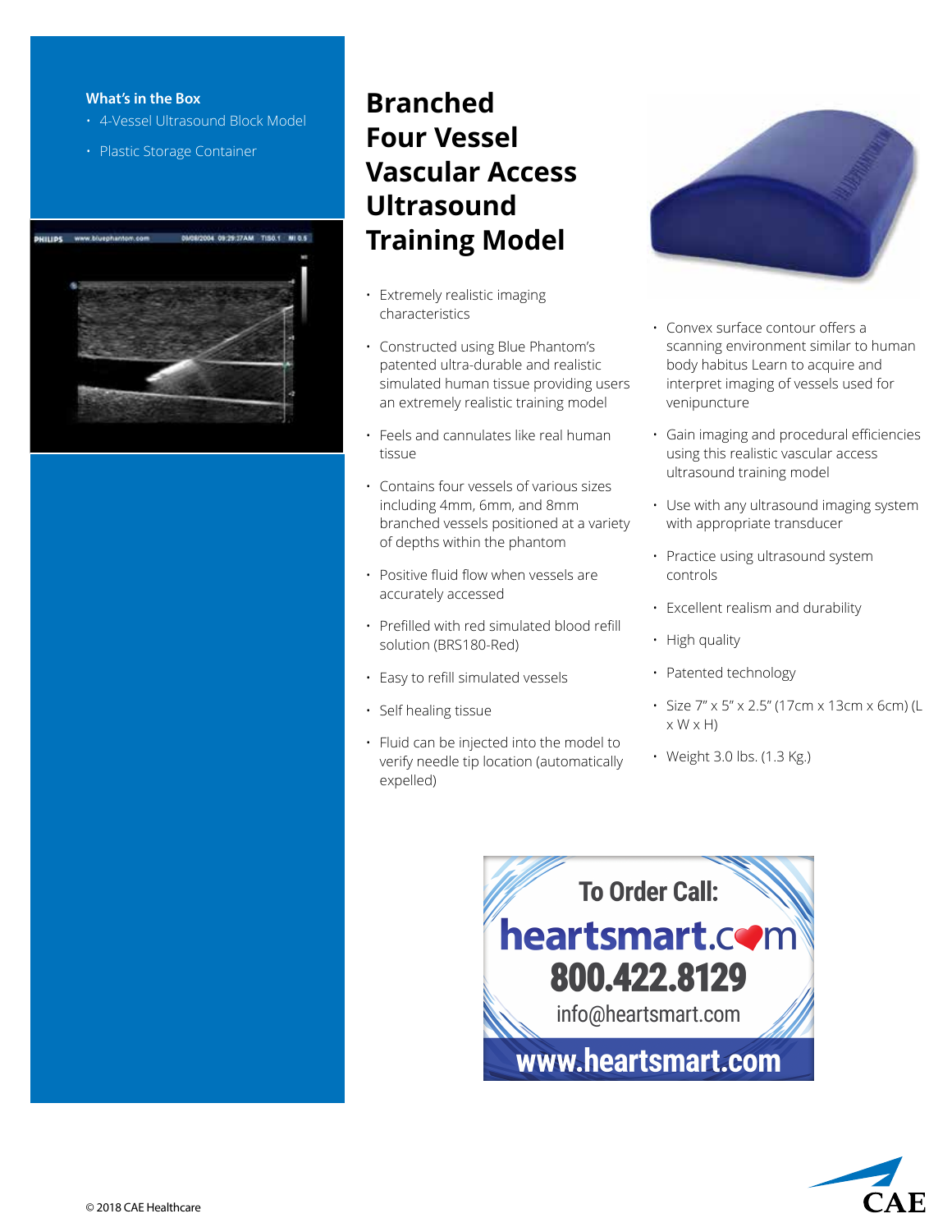**What's in the Box**

- 4-Vessel Ultrasound Block Model
- Plastic Storage Container

# Branched Four Vessel Vascular Access Ultrasound Training Model

- Extremely realistic imaging characteristics
- Constructed using Blue Phantom's patented ultra-durable and realistic simulated human tissue providing users an extremely realistic training model
- Feels and cannulates like real human tissue
- Contains four vessels of various sizes including 4mm, 6mm, and 8mm branched vessels positioned at a variety of depths within the phantom
- Positive fluid flow when vessels are accurately accessed
- Prefilled with red simulated blood refill solution (BRS180-Red)
- Easy to refill simulated vessels
- Self healing tissue
- Fluid can be injected into the model to verify needle tip location (automatically expelled)
- Convex surface contour offers a scanning environment similar to human body habitus Learn to acquire and interpret imaging of vessels used for venipuncture
- Gain imaging and procedural efficiencies using this realistic vascular access ultrasound training model
- Use with any ultrasound imaging system with appropriate transducer
- Practice using ultrasound system controls
- Excellent realism and durability
- High quality
- Patented technology
- Size 7" x 5" x 2.5" (17cm x 13cm x 6cm) (L x W x H)
- Weight 3.0 lbs. (1.3 Kg.)

**To Order Call:**
heartsmart.com
800.422.8129
info@heartsmart.com
www.heartsmart.com

© 2018 CAE Healthcare